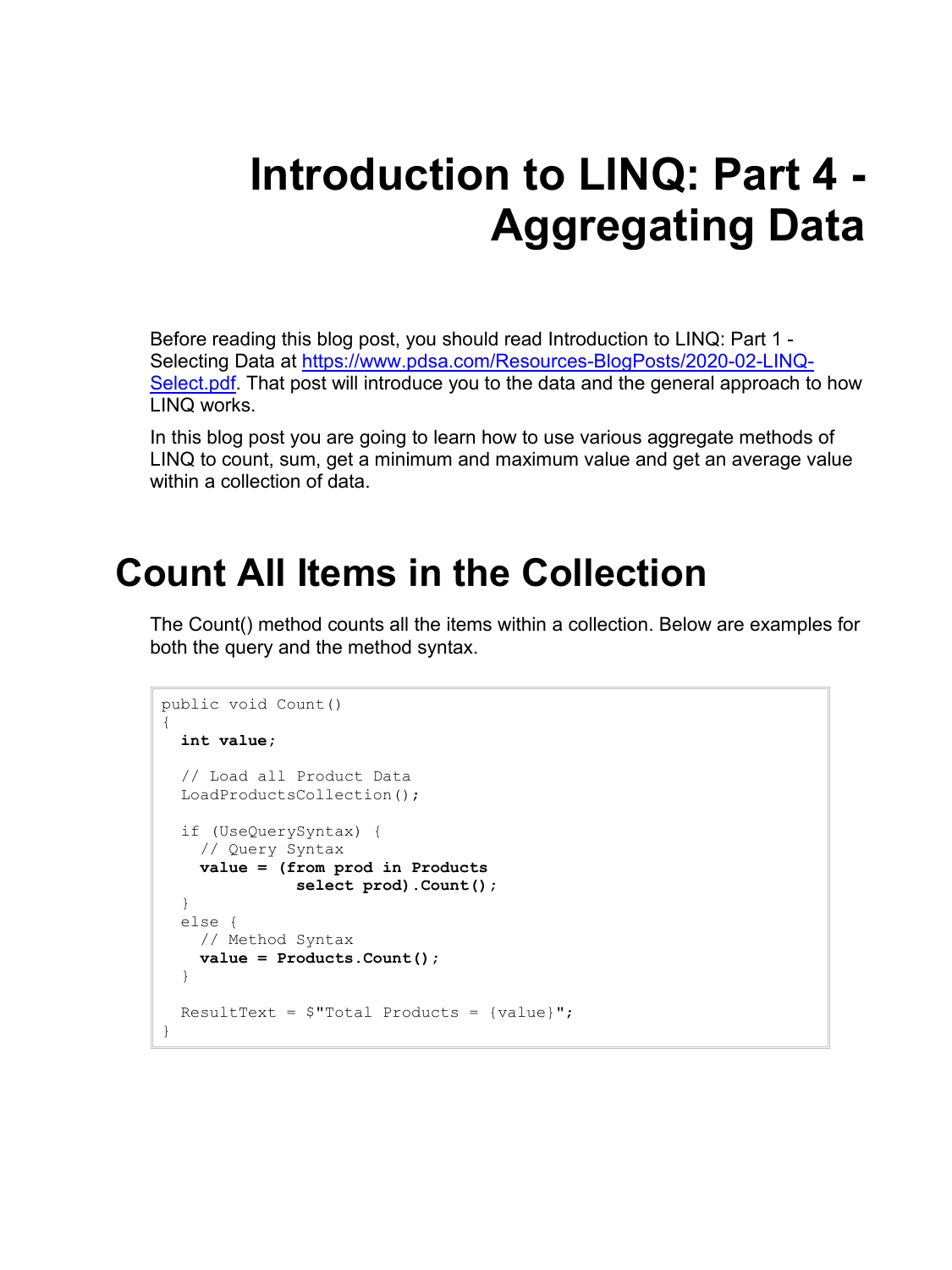# Introduction to LINQ: Part 4 - Aggregating Data

Before reading this blog post, you should read Introduction to LINQ: Part 1 - Selecting Data at [https://www.pdsa.com/Resources-BlogPosts/2020-02-LINQ-Select.pdf](https://www.pdsa.com/Resources-BlogPosts/2020-02-LINQ-Select.pdf). That post will introduce you to the data and the general approach to how LINQ works.

In this blog post you are going to learn how to use various aggregate methods of LINQ to count, sum, get a minimum and maximum value and get an average value within a collection of data.

## Count All Items in the Collection

The Count() method counts all the items within a collection. Below are examples for both the query and the method syntax.

```
public void Count()
{
  int value;

  // Load all Product Data
  LoadProductsCollection();

  if (UseQuerySyntax) {
    // Query Syntax
    value = (from prod in Products
               select prod).Count();
  }
  else {
    // Method Syntax
    value = Products.Count();
  }

  ResultText = $"Total Products = {value}";
}
```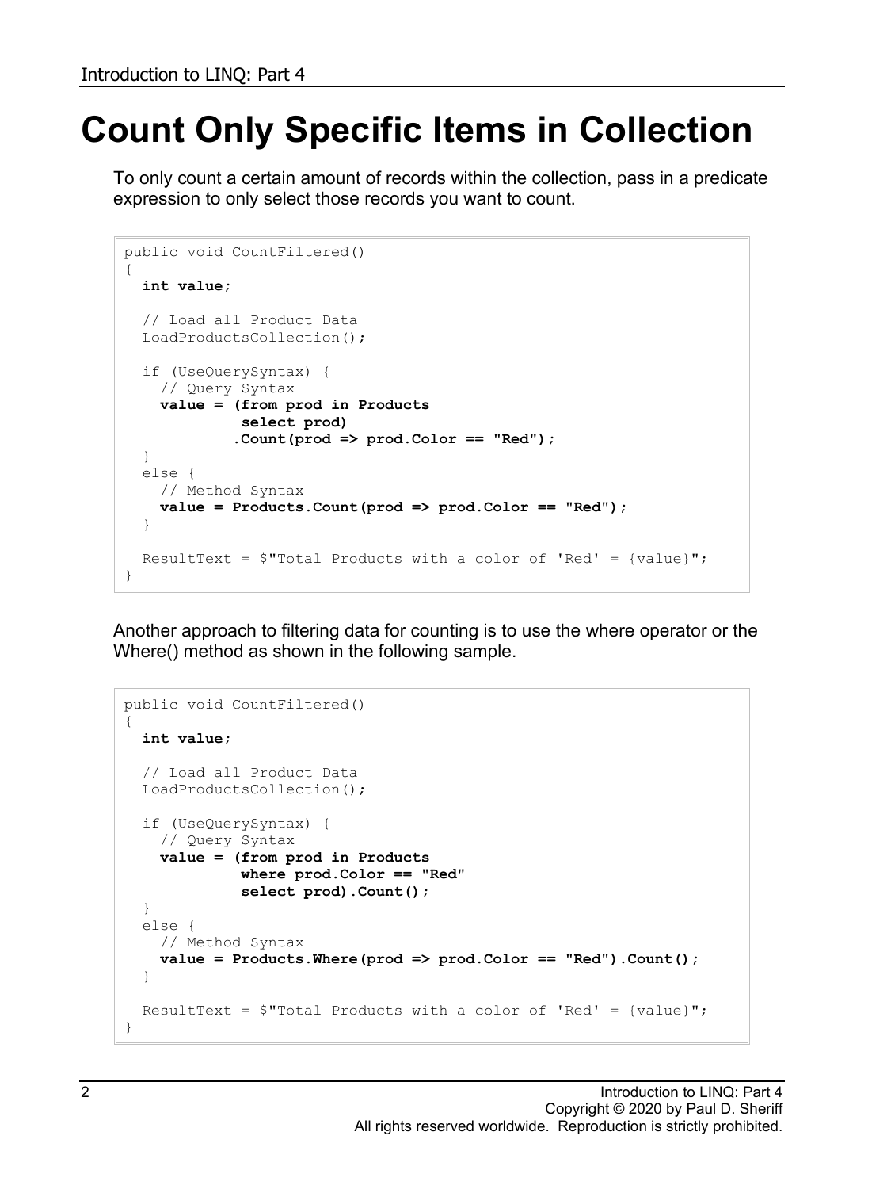# Count Only Specific Items in Collection

To only count a certain amount of records within the collection, pass in a predicate expression to only select those records you want to count.

```
public void CountFiltered()
{
  int value;

  // Load all Product Data
  LoadProductsCollection();

  if (UseQuerySyntax) {
    // Query Syntax
    value = (from prod in Products
             select prod)
            .Count(prod => prod.Color == "Red");
  }
  else {
    // Method Syntax
    value = Products.Count(prod => prod.Color == "Red");
  }

  ResultText = $"Total Products with a color of 'Red' = {value}";
}
```

Another approach to filtering data for counting is to use the where operator or the Where() method as shown in the following sample.

```
public void CountFiltered()
{
  int value;

  // Load all Product Data
  LoadProductsCollection();

  if (UseQuerySyntax) {
    // Query Syntax
    value = (from prod in Products
             where prod.Color == "Red"
             select prod).Count();
  }
  else {
    // Method Syntax
    value = Products.Where(prod => prod.Color == "Red").Count();
  }

  ResultText = $"Total Products with a color of 'Red' = {value}";
}
```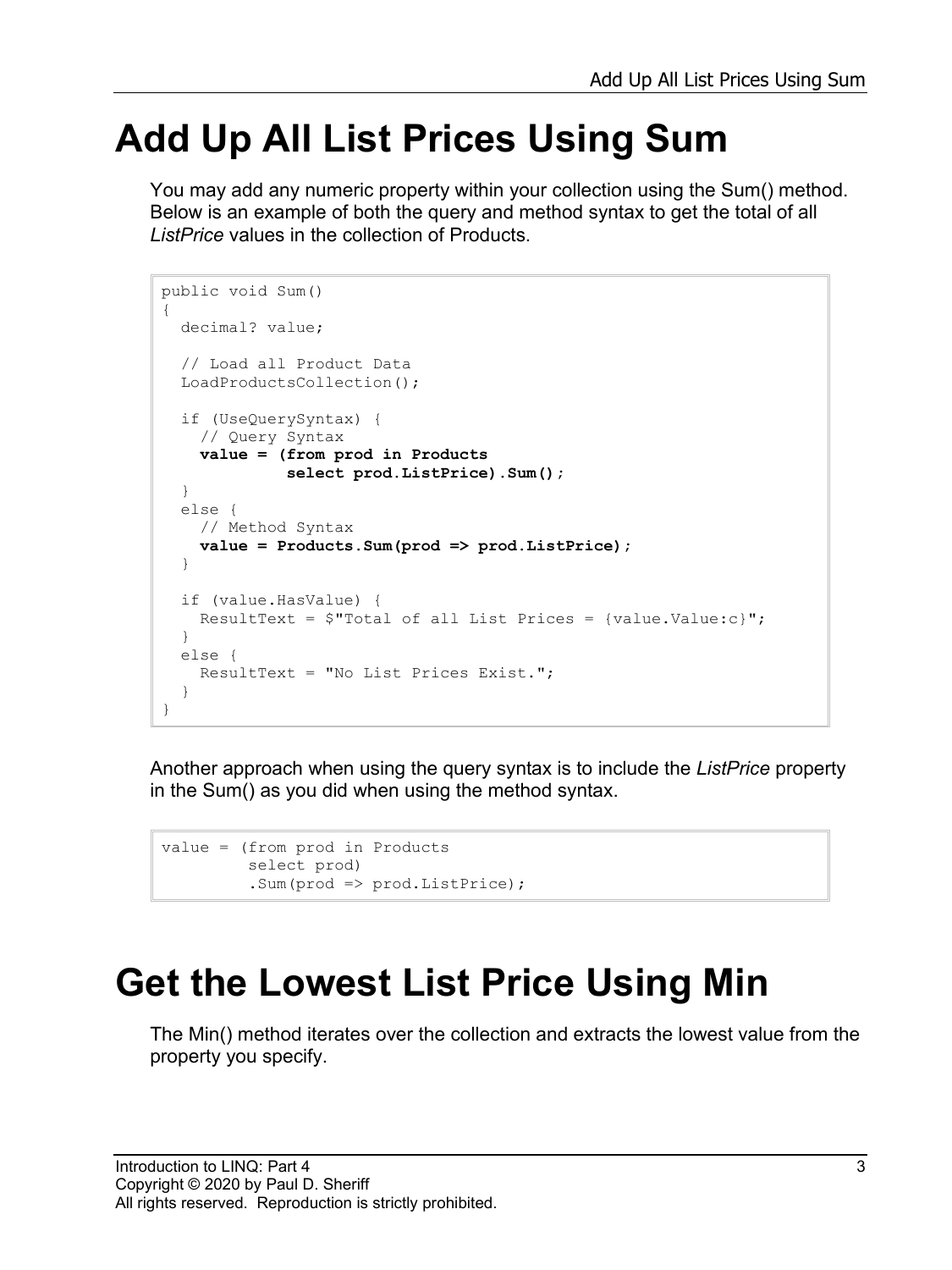# Add Up All List Prices Using Sum

You may add any numeric property within your collection using the Sum() method. Below is an example of both the query and method syntax to get the total of all *ListPrice* values in the collection of Products.

```
public void Sum()
{
  decimal? value;

  // Load all Product Data
  LoadProductsCollection();

  if (UseQuerySyntax) {
    // Query Syntax
    value = (from prod in Products
             select prod.ListPrice).Sum();
  }
  else {
    // Method Syntax
    value = Products.Sum(prod => prod.ListPrice);
  }

  if (value.HasValue) {
    ResultText = $"Total of all List Prices = {value.Value:c}";
  }
  else {
    ResultText = "No List Prices Exist.";
  }
}
```

Another approach when using the query syntax is to include the *ListPrice* property in the Sum() as you did when using the method syntax.

```
value = (from prod in Products
         select prod)
         .Sum(prod => prod.ListPrice);
```

# Get the Lowest List Price Using Min

The Min() method iterates over the collection and extracts the lowest value from the property you specify.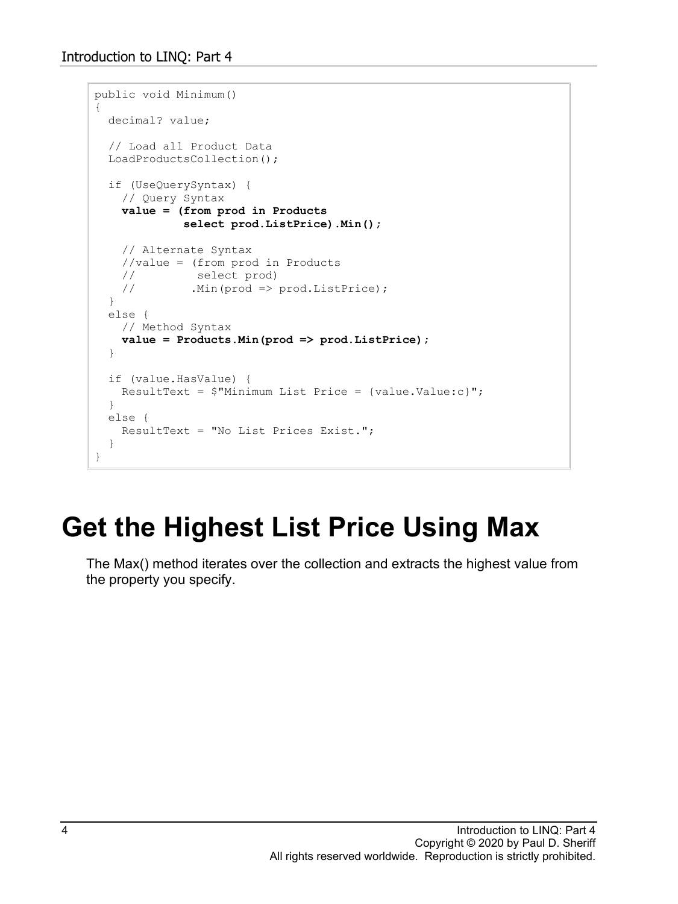```
public void Minimum()
{
  decimal? value;

  // Load all Product Data
  LoadProductsCollection();

  if (UseQuerySyntax) {
    // Query Syntax
    value = (from prod in Products
             select prod.ListPrice).Min();

    // Alternate Syntax
    //value = (from prod in Products
    //         select prod)
    //        .Min(prod => prod.ListPrice);
  }
  else {
    // Method Syntax
    value = Products.Min(prod => prod.ListPrice);
  }

  if (value.HasValue) {
    ResultText = $"Minimum List Price = {value.Value:c}";
  }
  else {
    ResultText = "No List Prices Exist.";
  }
}
```

# Get the Highest List Price Using Max

The Max() method iterates over the collection and extracts the highest value from the property you specify.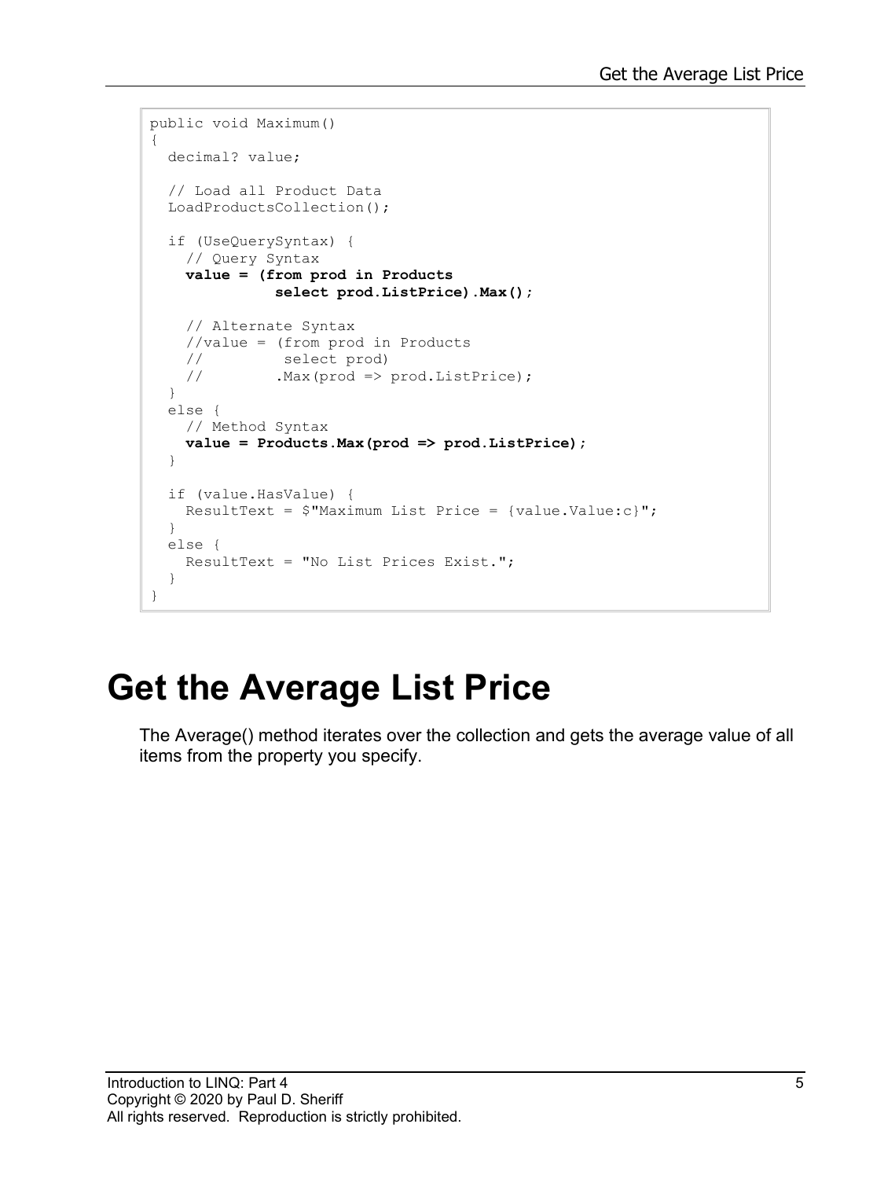```
public void Maximum()
{
  decimal? value;

  // Load all Product Data
  LoadProductsCollection();

  if (UseQuerySyntax) {
    // Query Syntax
    value = (from prod in Products
             select prod.ListPrice).Max();

    // Alternate Syntax
    //value = (from prod in Products
    //         select prod)
    //        .Max(prod => prod.ListPrice);
  }
  else {
    // Method Syntax
    value = Products.Max(prod => prod.ListPrice);
  }

  if (value.HasValue) {
    ResultText = $"Maximum List Price = {value.Value:c}";
  }
  else {
    ResultText = "No List Prices Exist.";
  }
}
```

# Get the Average List Price

The Average() method iterates over the collection and gets the average value of all items from the property you specify.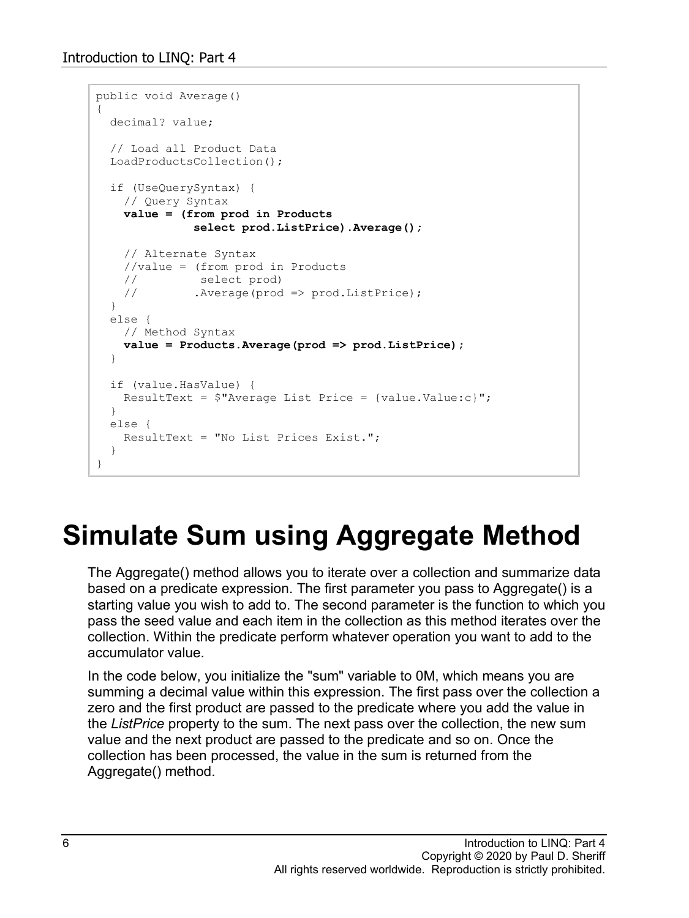```
public void Average()
{
  decimal? value;

  // Load all Product Data
  LoadProductsCollection();

  if (UseQuerySyntax) {
    // Query Syntax
    value = (from prod in Products
              select prod.ListPrice).Average();

    // Alternate Syntax
    //value = (from prod in Products
    //          select prod)
    //         .Average(prod => prod.ListPrice);
  }
  else {
    // Method Syntax
    value = Products.Average(prod => prod.ListPrice);
  }

  if (value.HasValue) {
    ResultText = $"Average List Price = {value.Value:c}";
  }
  else {
    ResultText = "No List Prices Exist.";
  }
}
```

# Simulate Sum using Aggregate Method

The Aggregate() method allows you to iterate over a collection and summarize data based on a predicate expression. The first parameter you pass to Aggregate() is a starting value you wish to add to. The second parameter is the function to which you pass the seed value and each item in the collection as this method iterates over the collection. Within the predicate perform whatever operation you want to add to the accumulator value.

In the code below, you initialize the "sum" variable to 0M, which means you are summing a decimal value within this expression. The first pass over the collection a zero and the first product are passed to the predicate where you add the value in the *ListPrice* property to the sum. The next pass over the collection, the new sum value and the next product are passed to the predicate and so on. Once the collection has been processed, the value in the sum is returned from the Aggregate() method.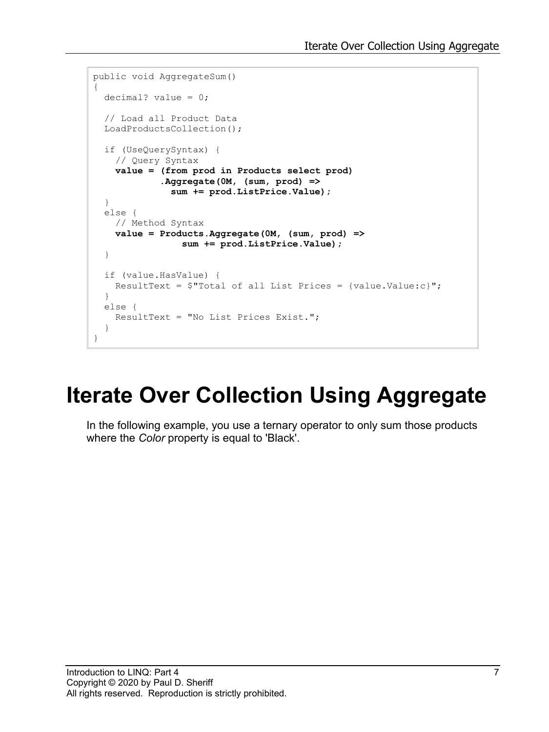```
public void AggregateSum()
{
  decimal? value = 0;

  // Load all Product Data
  LoadProductsCollection();

  if (UseQuerySyntax) {
    // Query Syntax
    value = (from prod in Products select prod)
            .Aggregate(0M, (sum, prod) =>
              sum += prod.ListPrice.Value);
  }
  else {
    // Method Syntax
    value = Products.Aggregate(0M, (sum, prod) =>
                sum += prod.ListPrice.Value);
  }

  if (value.HasValue) {
    ResultText = $"Total of all List Prices = {value.Value:c}";
  }
  else {
    ResultText = "No List Prices Exist.";
  }
}
```

# Iterate Over Collection Using Aggregate

In the following example, you use a ternary operator to only sum those products where the *Color* property is equal to 'Black'.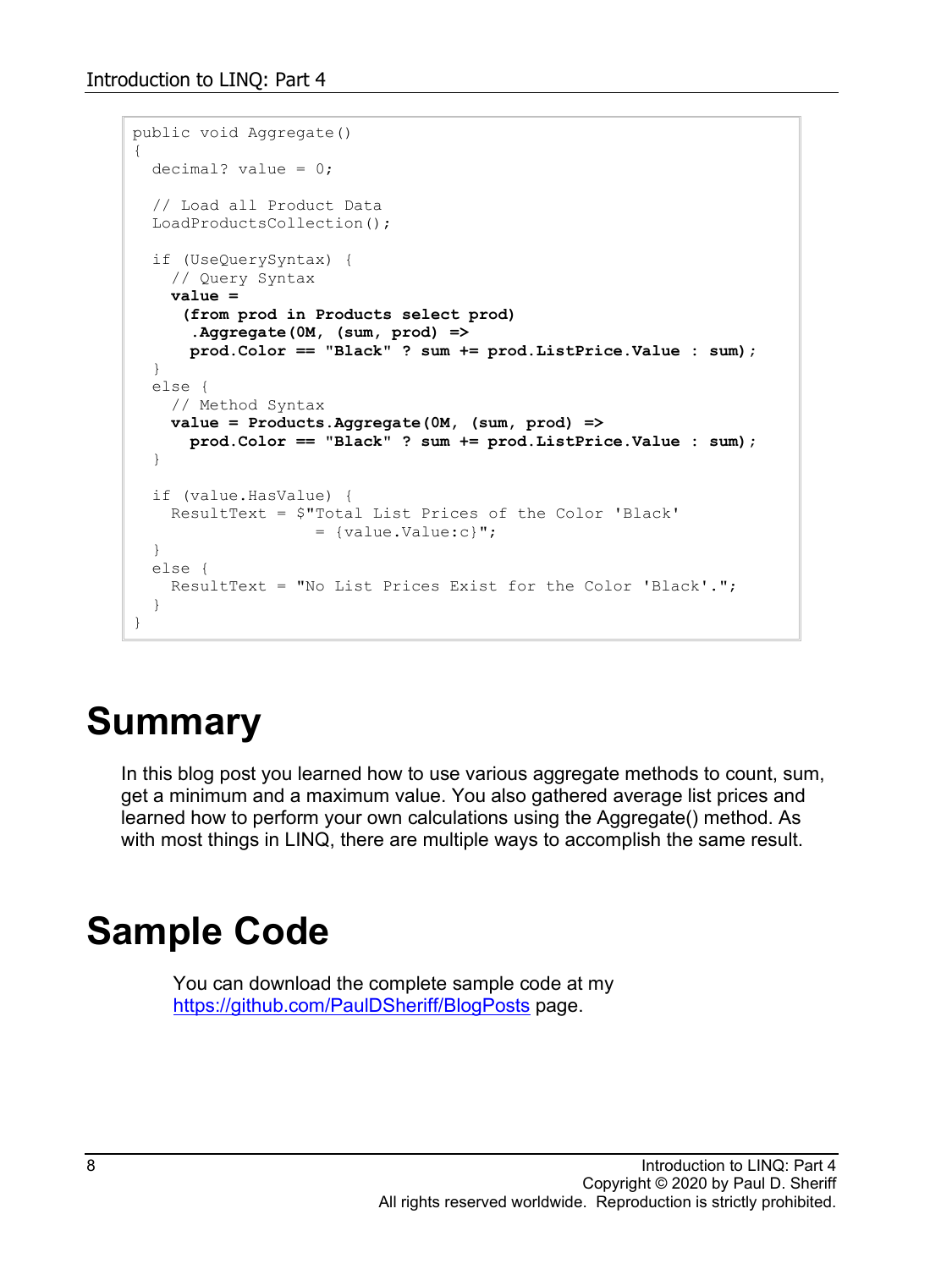```
public void Aggregate()
{
  decimal? value = 0;

  // Load all Product Data
  LoadProductsCollection();

  if (UseQuerySyntax) {
    // Query Syntax
    value =
     (from prod in Products select prod)
      .Aggregate(0M, (sum, prod) =>
      prod.Color == "Black" ? sum += prod.ListPrice.Value : sum);
  }
  else {
    // Method Syntax
    value = Products.Aggregate(0M, (sum, prod) =>
      prod.Color == "Black" ? sum += prod.ListPrice.Value : sum);
  }

  if (value.HasValue) {
    ResultText = $"Total List Prices of the Color 'Black'
                  = {value.Value:c}";
  }
  else {
    ResultText = "No List Prices Exist for the Color 'Black'.";
  }
}
```

# Summary

In this blog post you learned how to use various aggregate methods to count, sum, get a minimum and a maximum value. You also gathered average list prices and learned how to perform your own calculations using the Aggregate() method. As with most things in LINQ, there are multiple ways to accomplish the same result.

# Sample Code

You can download the complete sample code at my [https://github.com/PaulDSheriff/BlogPosts](https://github.com/PaulDSheriff/BlogPosts) page.